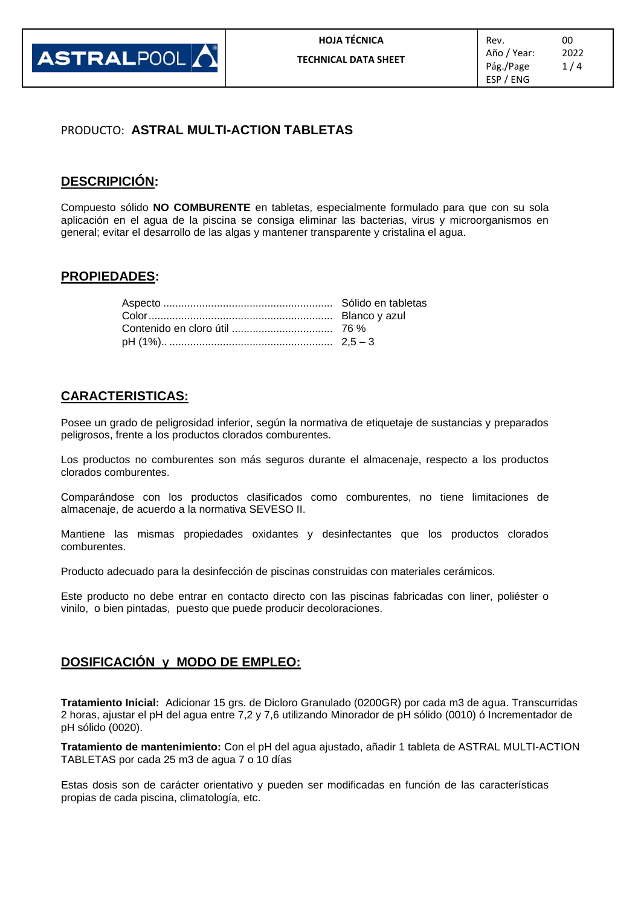PRODUCTO: **ASTRAL MULTI-ACTION TABLETAS**

## DESCRIPICIÓN:

Compuesto sólido **NO COMBURENTE** en tabletas, especialmente formulado para que con su sola aplicación en el agua de la piscina se consiga eliminar las bacterias, virus y microorganismos en general; evitar el desarrollo de las algas y mantener transparente y cristalina el agua.

## PROPIEDADES:

Aspecto ........................................................ Sólido en tabletas
Color ............................................................. Blanco y azul
Contenido en cloro útil ................................. 76 %
pH (1%).. ...................................................... 2,5 – 3

## CARACTERISTICAS:

Posee un grado de peligrosidad inferior, según la normativa de etiquetaje de sustancias y preparados peligrosos, frente a los productos clorados comburentes.

Los productos no comburentes son más seguros durante el almacenaje, respecto a los productos clorados comburentes.

Comparándose con los productos clasificados como comburentes, no tiene limitaciones de almacenaje, de acuerdo a la normativa SEVESO II.

Mantiene las mismas propiedades oxidantes y desinfectantes que los productos clorados comburentes.

Producto adecuado para la desinfección de piscinas construidas con materiales cerámicos.

Este producto no debe entrar en contacto directo con las piscinas fabricadas con liner, poliéster o vinilo, o bien pintadas, puesto que puede producir decoloraciones.

## DOSIFICACIÓN y MODO DE EMPLEO:

**Tratamiento Inicial:** Adicionar 15 grs. de Dicloro Granulado (0200GR) por cada m3 de agua. Transcurridas 2 horas, ajustar el pH del agua entre 7,2 y 7,6 utilizando Minorador de pH sólido (0010) ó Incrementador de pH sólido (0020).

**Tratamiento de mantenimiento:** Con el pH del agua ajustado, añadir 1 tableta de ASTRAL MULTI-ACTION TABLETAS por cada 25 m3 de agua 7 o 10 días

Estas dosis son de carácter orientativo y pueden ser modificadas en función de las características propias de cada piscina, climatología, etc.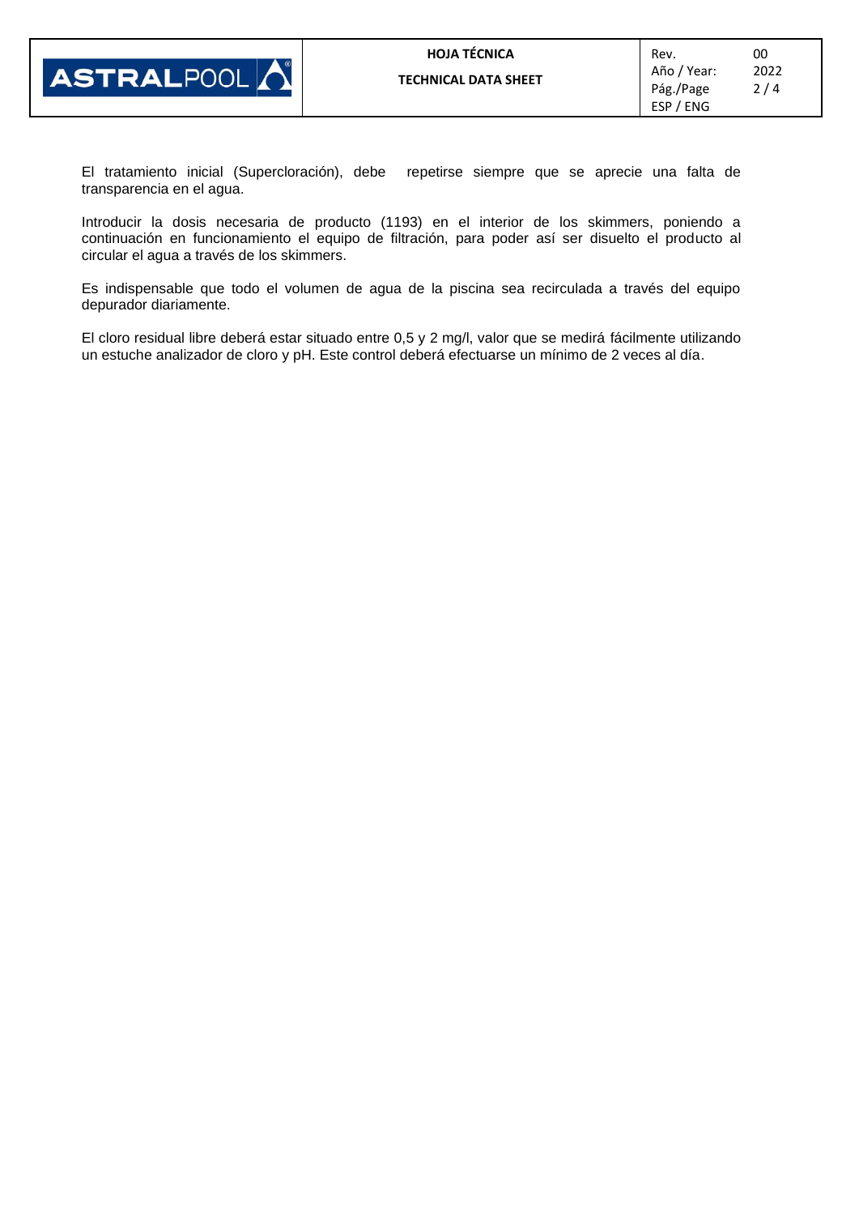El tratamiento inicial (Supercloración), debe repetirse siempre que se aprecie una falta de transparencia en el agua.

Introducir la dosis necesaria de producto (1193) en el interior de los skimmers, poniendo a continuación en funcionamiento el equipo de filtración, para poder así ser disuelto el producto al circular el agua a través de los skimmers.

Es indispensable que todo el volumen de agua de la piscina sea recirculada a través del equipo depurador diariamente.

El cloro residual libre deberá estar situado entre 0,5 y 2 mg/l, valor que se medirá fácilmente utilizando un estuche analizador de cloro y pH. Este control deberá efectuarse un mínimo de 2 veces al día.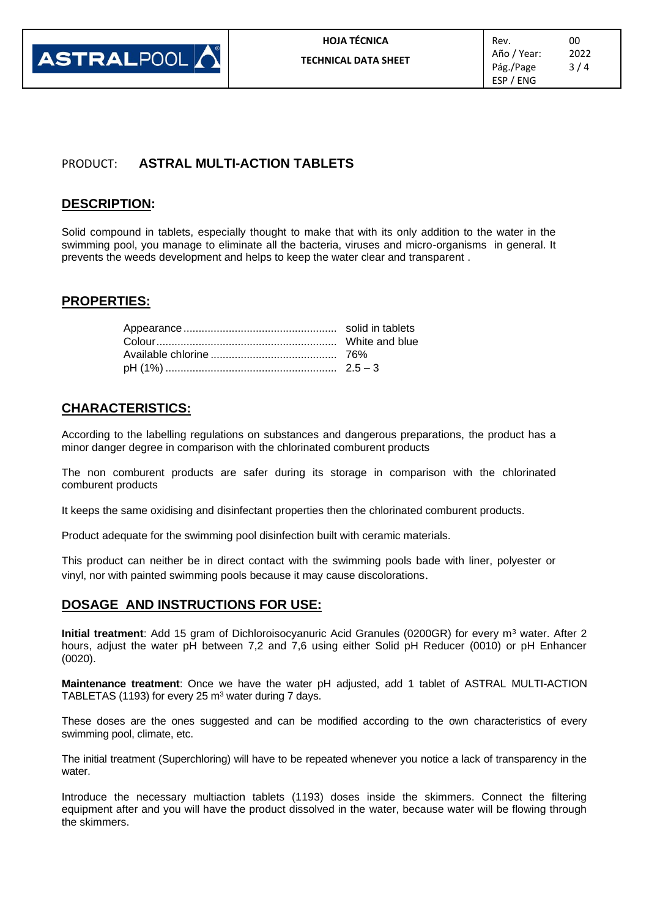PRODUCT: **ASTRAL MULTI-ACTION TABLETS**

## DESCRIPTION:

Solid compound in tablets, especially thought to make that with its only addition to the water in the swimming pool, you manage to eliminate all the bacteria, viruses and micro-organisms in general. It prevents the weeds development and helps to keep the water clear and transparent .

## PROPERTIES:

| | |
|---|---|
| Appearance | solid in tablets |
| Colour | White and blue |
| Available chlorine | 76% |
| pH (1%) | 2.5 – 3 |

## CHARACTERISTICS:

According to the labelling regulations on substances and dangerous preparations, the product has a minor danger degree in comparison with the chlorinated comburent products

The non comburent products are safer during its storage in comparison with the chlorinated comburent products

It keeps the same oxidising and disinfectant properties then the chlorinated comburent products.

Product adequate for the swimming pool disinfection built with ceramic materials.

This product can neither be in direct contact with the swimming pools bade with liner, polyester or vinyl, nor with painted swimming pools because it may cause discolorations.

## DOSAGE AND INSTRUCTIONS FOR USE:

**Initial treatment**: Add 15 gram of Dichloroisocyanuric Acid Granules (0200GR) for every $m^3$ water. After 2 hours, adjust the water pH between 7,2 and 7,6 using either Solid pH Reducer (0010) or pH Enhancer (0020).

**Maintenance treatment**: Once we have the water pH adjusted, add 1 tablet of ASTRAL MULTI-ACTION TABLETAS (1193) for every 25 $m^3$ water during 7 days.

These doses are the ones suggested and can be modified according to the own characteristics of every swimming pool, climate, etc.

The initial treatment (Superchloring) will have to be repeated whenever you notice a lack of transparency in the water.

Introduce the necessary multiaction tablets (1193) doses inside the skimmers. Connect the filtering equipment after and you will have the product dissolved in the water, because water will be flowing through the skimmers.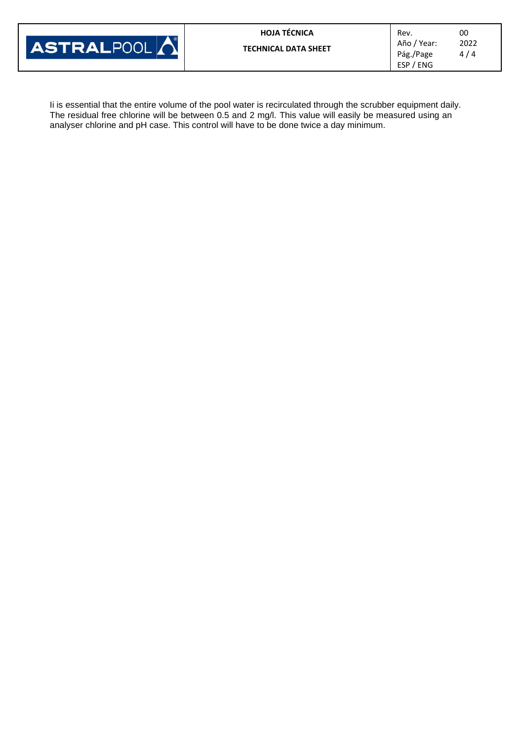Ii is essential that the entire volume of the pool water is recirculated through the scrubber equipment daily. The residual free chlorine will be between 0.5 and 2 mg/l. This value will easily be measured using an analyser chlorine and pH case. This control will have to be done twice a day minimum.